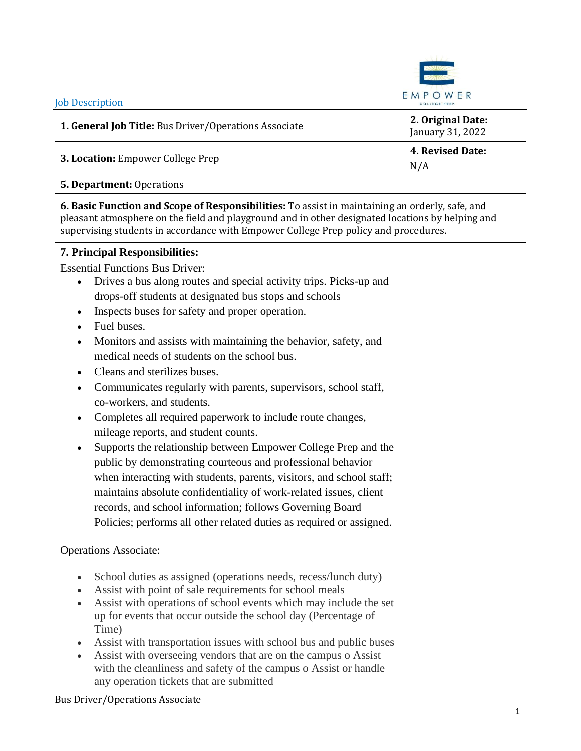Job Description

| **1. General Job Title:** Bus Driver/Operations Associate | **2. Original Date:** January 31, 2022 |
|---|---|
| **3. Location:** Empower College Prep | **4. Revised Date:** N/A |
| **5. Department:** Operations | |

**6. Basic Function and Scope of Responsibilities:** To assist in maintaining an orderly, safe, and pleasant atmosphere on the field and playground and in other designated locations by helping and supervising students in accordance with Empower College Prep policy and procedures.

**7. Principal Responsibilities:**

Essential Functions Bus Driver:

- Drives a bus along routes and special activity trips. Picks-up and drops-off students at designated bus stops and schools
- Inspects buses for safety and proper operation.
- Fuel buses.
- Monitors and assists with maintaining the behavior, safety, and medical needs of students on the school bus.
- Cleans and sterilizes buses.
- Communicates regularly with parents, supervisors, school staff, co-workers, and students.
- Completes all required paperwork to include route changes, mileage reports, and student counts.
- Supports the relationship between Empower College Prep and the public by demonstrating courteous and professional behavior when interacting with students, parents, visitors, and school staff; maintains absolute confidentiality of work-related issues, client records, and school information; follows Governing Board Policies; performs all other related duties as required or assigned.

Operations Associate:

- School duties as assigned (operations needs, recess/lunch duty)
- Assist with point of sale requirements for school meals
- Assist with operations of school events which may include the set up for events that occur outside the school day (Percentage of Time)
- Assist with transportation issues with school bus and public buses
- Assist with overseeing vendors that are on the campus o Assist with the cleanliness and safety of the campus o Assist or handle any operation tickets that are submitted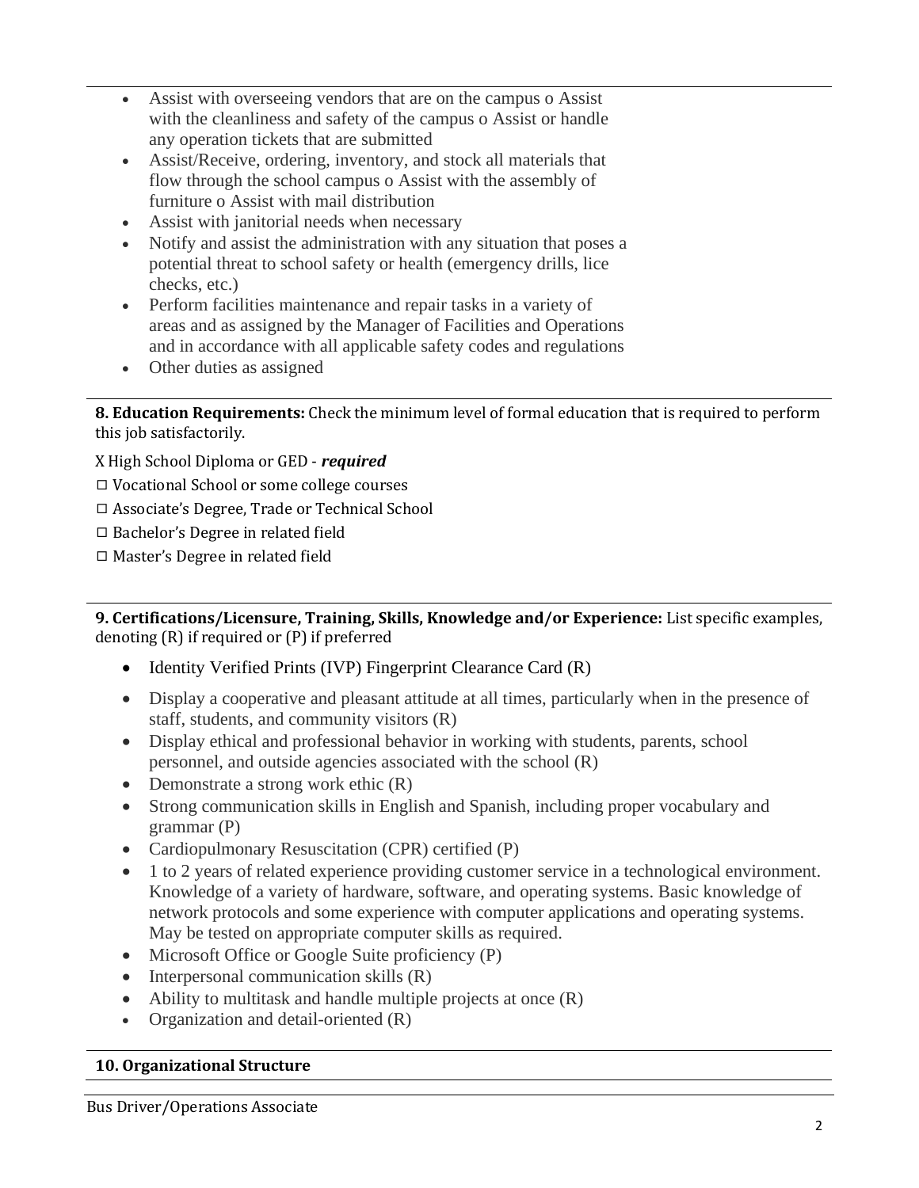- Assist with overseeing vendors that are on the campus o Assist with the cleanliness and safety of the campus o Assist or handle any operation tickets that are submitted
- Assist/Receive, ordering, inventory, and stock all materials that flow through the school campus o Assist with the assembly of furniture o Assist with mail distribution
- Assist with janitorial needs when necessary
- Notify and assist the administration with any situation that poses a potential threat to school safety or health (emergency drills, lice checks, etc.)
- Perform facilities maintenance and repair tasks in a variety of areas and as assigned by the Manager of Facilities and Operations and in accordance with all applicable safety codes and regulations
- Other duties as assigned

**8. Education Requirements:** Check the minimum level of formal education that is required to perform this job satisfactorily.

X High School Diploma or GED - ***required***

☐ Vocational School or some college courses

☐ Associate's Degree, Trade or Technical School

☐ Bachelor's Degree in related field

☐ Master's Degree in related field

**9. Certifications/Licensure, Training, Skills, Knowledge and/or Experience:** List specific examples, denoting (R) if required or (P) if preferred

- Identity Verified Prints (IVP) Fingerprint Clearance Card (R)
- Display a cooperative and pleasant attitude at all times, particularly when in the presence of staff, students, and community visitors (R)
- Display ethical and professional behavior in working with students, parents, school personnel, and outside agencies associated with the school (R)
- Demonstrate a strong work ethic (R)
- Strong communication skills in English and Spanish, including proper vocabulary and grammar (P)
- Cardiopulmonary Resuscitation (CPR) certified (P)
- 1 to 2 years of related experience providing customer service in a technological environment. Knowledge of a variety of hardware, software, and operating systems. Basic knowledge of network protocols and some experience with computer applications and operating systems. May be tested on appropriate computer skills as required.
- Microsoft Office or Google Suite proficiency (P)
- Interpersonal communication skills (R)
- Ability to multitask and handle multiple projects at once (R)
- Organization and detail-oriented (R)

**10. Organizational Structure**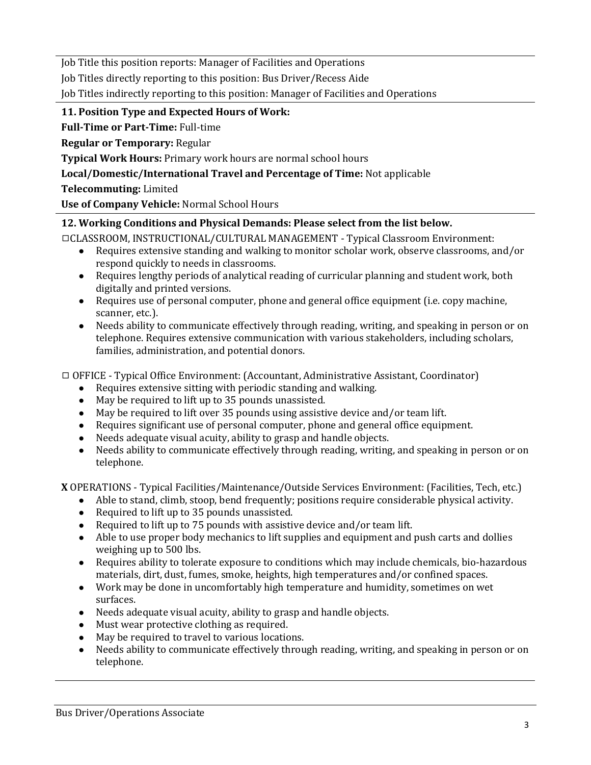Job Title this position reports: Manager of Facilities and Operations

Job Titles directly reporting to this position: Bus Driver/Recess Aide

Job Titles indirectly reporting to this position: Manager of Facilities and Operations

### 11. Position Type and Expected Hours of Work:

**Full-Time or Part-Time:** Full-time

**Regular or Temporary:** Regular

**Typical Work Hours:** Primary work hours are normal school hours

**Local/Domestic/International Travel and Percentage of Time:** Not applicable

**Telecommuting:** Limited

**Use of Company Vehicle:** Normal School Hours

### 12. Working Conditions and Physical Demands: Please select from the list below.

☐CLASSROOM, INSTRUCTIONAL/CULTURAL MANAGEMENT - Typical Classroom Environment:

- Requires extensive standing and walking to monitor scholar work, observe classrooms, and/or respond quickly to needs in classrooms.
- Requires lengthy periods of analytical reading of curricular planning and student work, both digitally and printed versions.
- Requires use of personal computer, phone and general office equipment (i.e. copy machine, scanner, etc.).
- Needs ability to communicate effectively through reading, writing, and speaking in person or on telephone. Requires extensive communication with various stakeholders, including scholars, families, administration, and potential donors.

☐ OFFICE - Typical Office Environment: (Accountant, Administrative Assistant, Coordinator)

- Requires extensive sitting with periodic standing and walking.
- May be required to lift up to 35 pounds unassisted.
- May be required to lift over 35 pounds using assistive device and/or team lift.
- Requires significant use of personal computer, phone and general office equipment.
- Needs adequate visual acuity, ability to grasp and handle objects.
- Needs ability to communicate effectively through reading, writing, and speaking in person or on telephone.

**X** OPERATIONS - Typical Facilities/Maintenance/Outside Services Environment: (Facilities, Tech, etc.)

- Able to stand, climb, stoop, bend frequently; positions require considerable physical activity.
- Required to lift up to 35 pounds unassisted.
- Required to lift up to 75 pounds with assistive device and/or team lift.
- Able to use proper body mechanics to lift supplies and equipment and push carts and dollies weighing up to 500 lbs.
- Requires ability to tolerate exposure to conditions which may include chemicals, bio-hazardous materials, dirt, dust, fumes, smoke, heights, high temperatures and/or confined spaces.
- Work may be done in uncomfortably high temperature and humidity, sometimes on wet surfaces.
- Needs adequate visual acuity, ability to grasp and handle objects.
- Must wear protective clothing as required.
- May be required to travel to various locations.
- Needs ability to communicate effectively through reading, writing, and speaking in person or on telephone.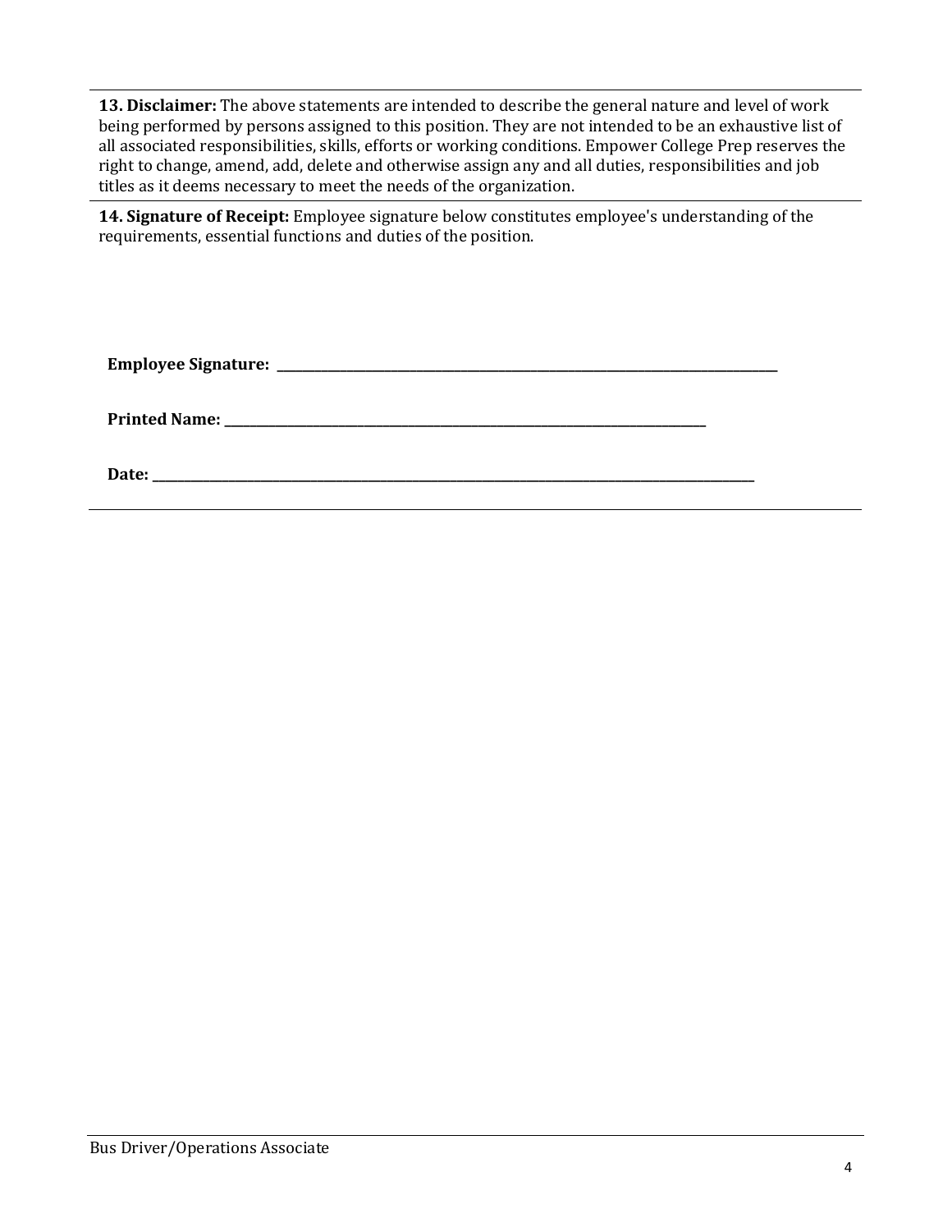**13. Disclaimer:** The above statements are intended to describe the general nature and level of work being performed by persons assigned to this position. They are not intended to be an exhaustive list of all associated responsibilities, skills, efforts or working conditions. Empower College Prep reserves the right to change, amend, add, delete and otherwise assign any and all duties, responsibilities and job titles as it deems necessary to meet the needs of the organization.

**14. Signature of Receipt:** Employee signature below constitutes employee's understanding of the requirements, essential functions and duties of the position.

**Employee Signature:** ______________________________________________

**Printed Name:** ______________________________________________

**Date:** ______________________________________________